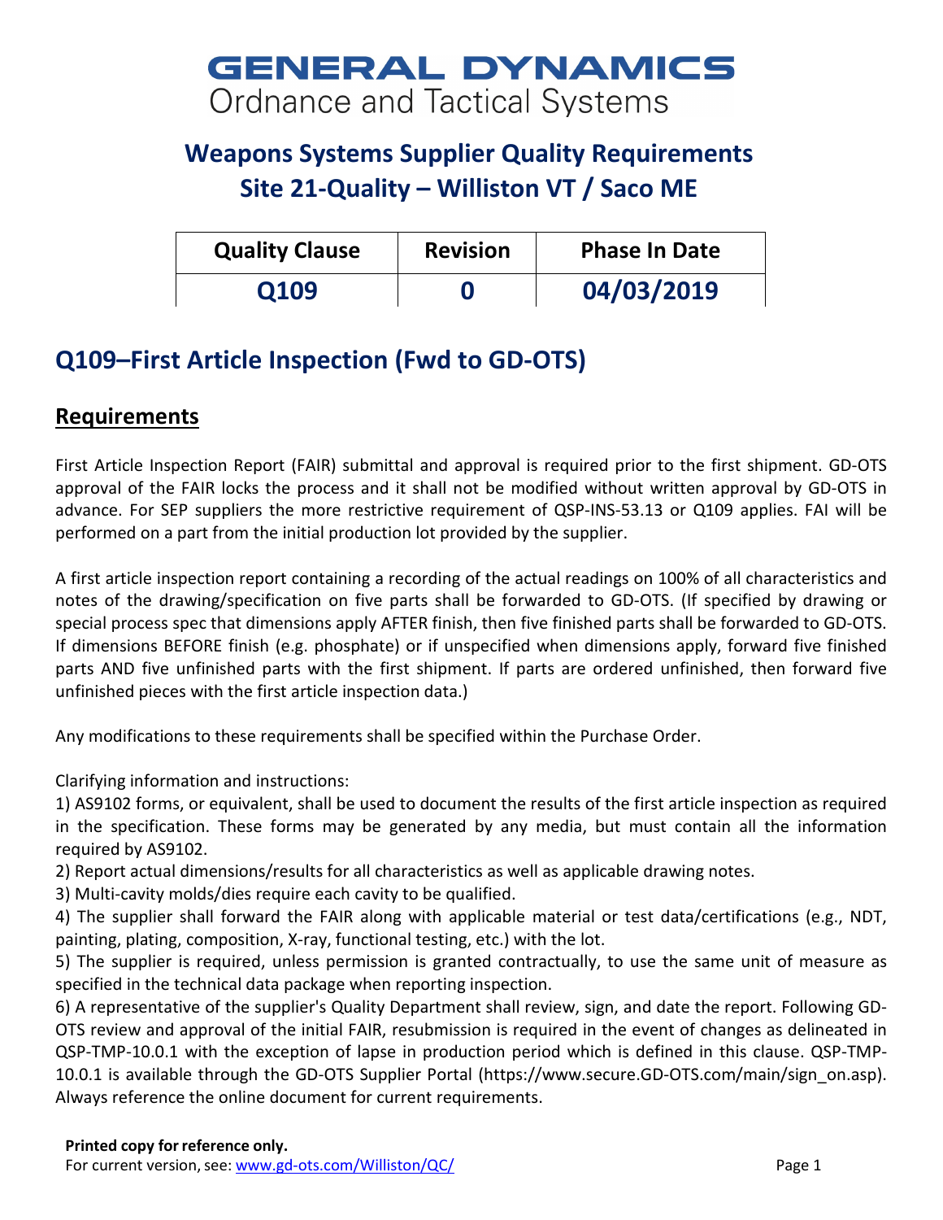# GENERAL DYNAMICS
Ordnance and Tactical Systems

## Weapons Systems Supplier Quality Requirements
## Site 21-Quality – Williston VT / Saco ME

| Quality Clause | Revision | Phase In Date |
|---|---|---|
| Q109 | 0 | 04/03/2019 |

## Q109–First Article Inspection (Fwd to GD-OTS)

### Requirements

First Article Inspection Report (FAIR) submittal and approval is required prior to the first shipment. GD-OTS approval of the FAIR locks the process and it shall not be modified without written approval by GD-OTS in advance. For SEP suppliers the more restrictive requirement of QSP-INS-53.13 or Q109 applies. FAI will be performed on a part from the initial production lot provided by the supplier.

A first article inspection report containing a recording of the actual readings on 100% of all characteristics and notes of the drawing/specification on five parts shall be forwarded to GD-OTS. (If specified by drawing or special process spec that dimensions apply AFTER finish, then five finished parts shall be forwarded to GD-OTS. If dimensions BEFORE finish (e.g. phosphate) or if unspecified when dimensions apply, forward five finished parts AND five unfinished parts with the first shipment. If parts are ordered unfinished, then forward five unfinished pieces with the first article inspection data.)

Any modifications to these requirements shall be specified within the Purchase Order.

Clarifying information and instructions:
1) AS9102 forms, or equivalent, shall be used to document the results of the first article inspection as required in the specification. These forms may be generated by any media, but must contain all the information required by AS9102.
2) Report actual dimensions/results for all characteristics as well as applicable drawing notes.
3) Multi-cavity molds/dies require each cavity to be qualified.
4) The supplier shall forward the FAIR along with applicable material or test data/certifications (e.g., NDT, painting, plating, composition, X-ray, functional testing, etc.) with the lot.
5) The supplier is required, unless permission is granted contractually, to use the same unit of measure as specified in the technical data package when reporting inspection.
6) A representative of the supplier's Quality Department shall review, sign, and date the report. Following GD-OTS review and approval of the initial FAIR, resubmission is required in the event of changes as delineated in QSP-TMP-10.0.1 with the exception of lapse in production period which is defined in this clause. QSP-TMP-10.0.1 is available through the GD-OTS Supplier Portal (https://www.secure.GD-OTS.com/main/sign_on.asp). Always reference the online document for current requirements.

**Printed copy for reference only.**
For current version, see: www.gd-ots.com/Williston/QC/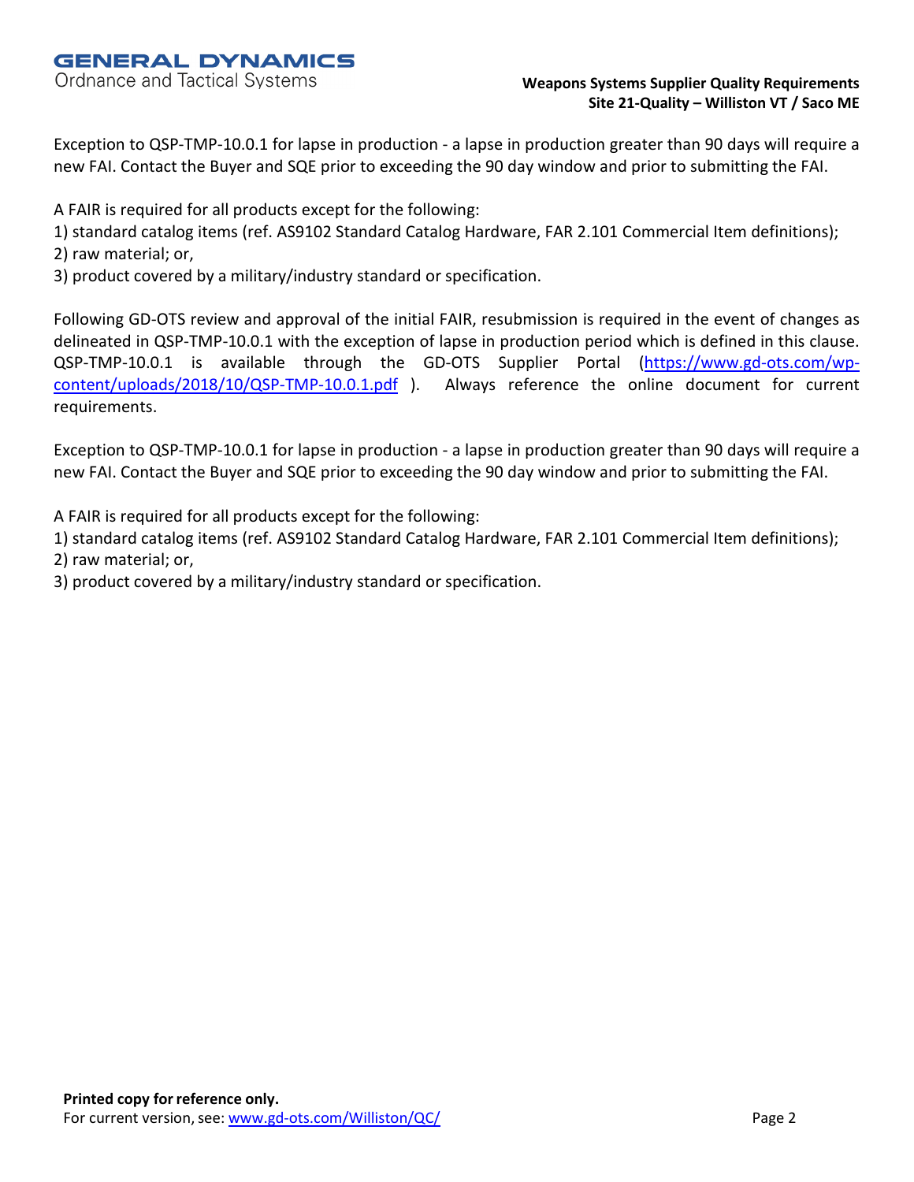Exception to QSP-TMP-10.0.1 for lapse in production - a lapse in production greater than 90 days will require a new FAI. Contact the Buyer and SQE prior to exceeding the 90 day window and prior to submitting the FAI.

A FAIR is required for all products except for the following:
1) standard catalog items (ref. AS9102 Standard Catalog Hardware, FAR 2.101 Commercial Item definitions);
2) raw material; or,
3) product covered by a military/industry standard or specification.

Following GD-OTS review and approval of the initial FAIR, resubmission is required in the event of changes as delineated in QSP-TMP-10.0.1 with the exception of lapse in production period which is defined in this clause. QSP-TMP-10.0.1 is available through the GD-OTS Supplier Portal (https://www.gd-ots.com/wp-content/uploads/2018/10/QSP-TMP-10.0.1.pdf ). Always reference the online document for current requirements.

Exception to QSP-TMP-10.0.1 for lapse in production - a lapse in production greater than 90 days will require a new FAI. Contact the Buyer and SQE prior to exceeding the 90 day window and prior to submitting the FAI.

A FAIR is required for all products except for the following:
1) standard catalog items (ref. AS9102 Standard Catalog Hardware, FAR 2.101 Commercial Item definitions);
2) raw material; or,
3) product covered by a military/industry standard or specification.